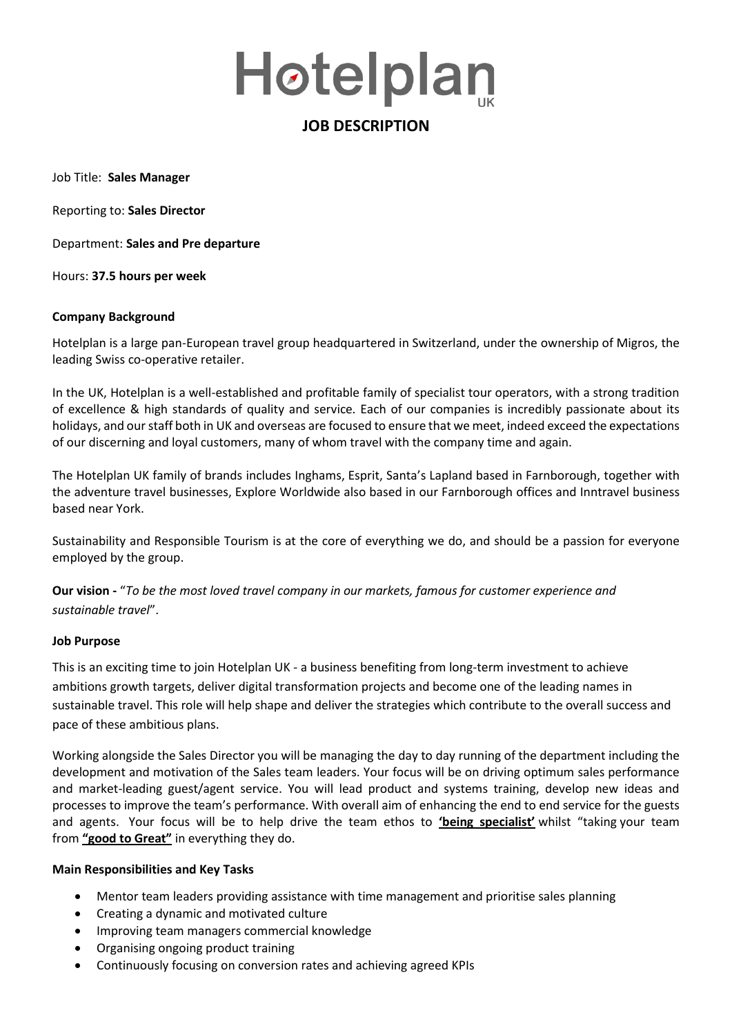# Hotelplan

## JOB DESCRIPTION

Job Title: **Sales Manager**

Reporting to: **Sales Director**

Department: **Sales and Pre departure**

Hours: **37.5 hours per week**

### Company Background

Hotelplan is a large pan-European travel group headquartered in Switzerland, under the ownership of Migros, the leading Swiss co-operative retailer.

In the UK, Hotelplan is a well-established and profitable family of specialist tour operators, with a strong tradition of excellence & high standards of quality and service. Each of our companies is incredibly passionate about its holidays, and our staff both in UK and overseas are focused to ensure that we meet, indeed exceed the expectations of our discerning and loyal customers, many of whom travel with the company time and again.

The Hotelplan UK family of brands includes Inghams, Esprit, Santa's Lapland based in Farnborough, together with the adventure travel businesses, Explore Worldwide also based in our Farnborough offices and Inntravel business based near York.

Sustainability and Responsible Tourism is at the core of everything we do, and should be a passion for everyone employed by the group.

**Our vision -** "*To be the most loved travel company in our markets, famous for customer experience and sustainable travel*".

### Job Purpose

This is an exciting time to join Hotelplan UK - a business benefiting from long-term investment to achieve ambitions growth targets, deliver digital transformation projects and become one of the leading names in sustainable travel. This role will help shape and deliver the strategies which contribute to the overall success and pace of these ambitious plans.

Working alongside the Sales Director you will be managing the day to day running of the department including the development and motivation of the Sales team leaders. Your focus will be on driving optimum sales performance and market-leading guest/agent service. You will lead product and systems training, develop new ideas and processes to improve the team's performance. With overall aim of enhancing the end to end service for the guests and agents. Your focus will be to help drive the team ethos to **'being specialist'** whilst "taking your team from **"good to Great"** in everything they do.

### Main Responsibilities and Key Tasks

- Mentor team leaders providing assistance with time management and prioritise sales planning
- Creating a dynamic and motivated culture
- Improving team managers commercial knowledge
- Organising ongoing product training
- Continuously focusing on conversion rates and achieving agreed KPIs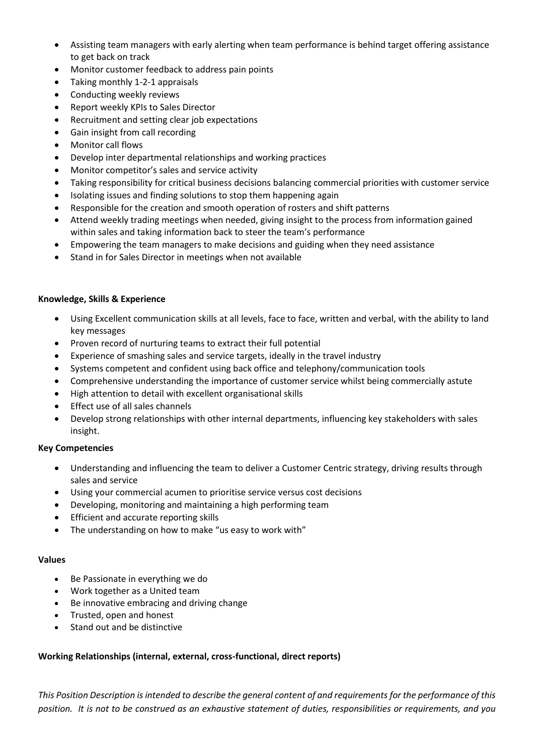- Assisting team managers with early alerting when team performance is behind target offering assistance to get back on track
- Monitor customer feedback to address pain points
- Taking monthly 1-2-1 appraisals
- Conducting weekly reviews
- Report weekly KPIs to Sales Director
- Recruitment and setting clear job expectations
- Gain insight from call recording
- Monitor call flows
- Develop inter departmental relationships and working practices
- Monitor competitor's sales and service activity
- Taking responsibility for critical business decisions balancing commercial priorities with customer service
- Isolating issues and finding solutions to stop them happening again
- Responsible for the creation and smooth operation of rosters and shift patterns
- Attend weekly trading meetings when needed, giving insight to the process from information gained within sales and taking information back to steer the team's performance
- Empowering the team managers to make decisions and guiding when they need assistance
- Stand in for Sales Director in meetings when not available

**Knowledge, Skills & Experience**

- Using Excellent communication skills at all levels, face to face, written and verbal, with the ability to land key messages
- Proven record of nurturing teams to extract their full potential
- Experience of smashing sales and service targets, ideally in the travel industry
- Systems competent and confident using back office and telephony/communication tools
- Comprehensive understanding the importance of customer service whilst being commercially astute
- High attention to detail with excellent organisational skills
- Effect use of all sales channels
- Develop strong relationships with other internal departments, influencing key stakeholders with sales insight.

**Key Competencies**

- Understanding and influencing the team to deliver a Customer Centric strategy, driving results through sales and service
- Using your commercial acumen to prioritise service versus cost decisions
- Developing, monitoring and maintaining a high performing team
- Efficient and accurate reporting skills
- The understanding on how to make "us easy to work with"

**Values**

- Be Passionate in everything we do
- Work together as a United team
- Be innovative embracing and driving change
- Trusted, open and honest
- Stand out and be distinctive

**Working Relationships (internal, external, cross-functional, direct reports)**

*This Position Description is intended to describe the general content of and requirements for the performance of this position. It is not to be construed as an exhaustive statement of duties, responsibilities or requirements, and you*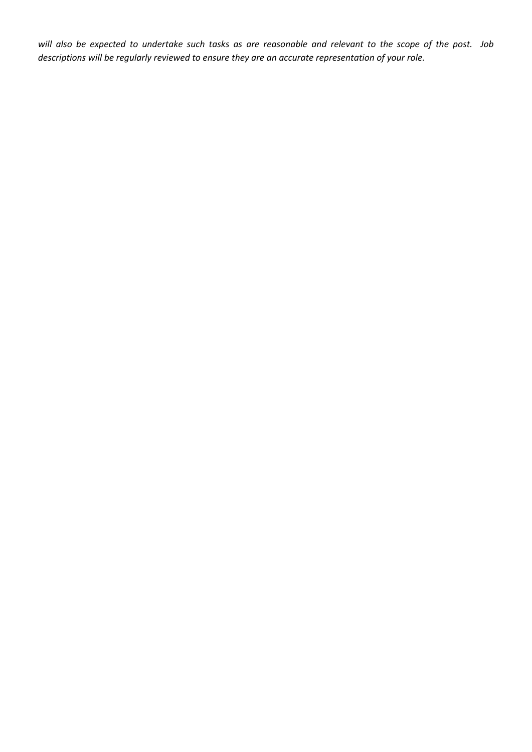*will also be expected to undertake such tasks as are reasonable and relevant to the scope of the post. Job descriptions will be regularly reviewed to ensure they are an accurate representation of your role.*